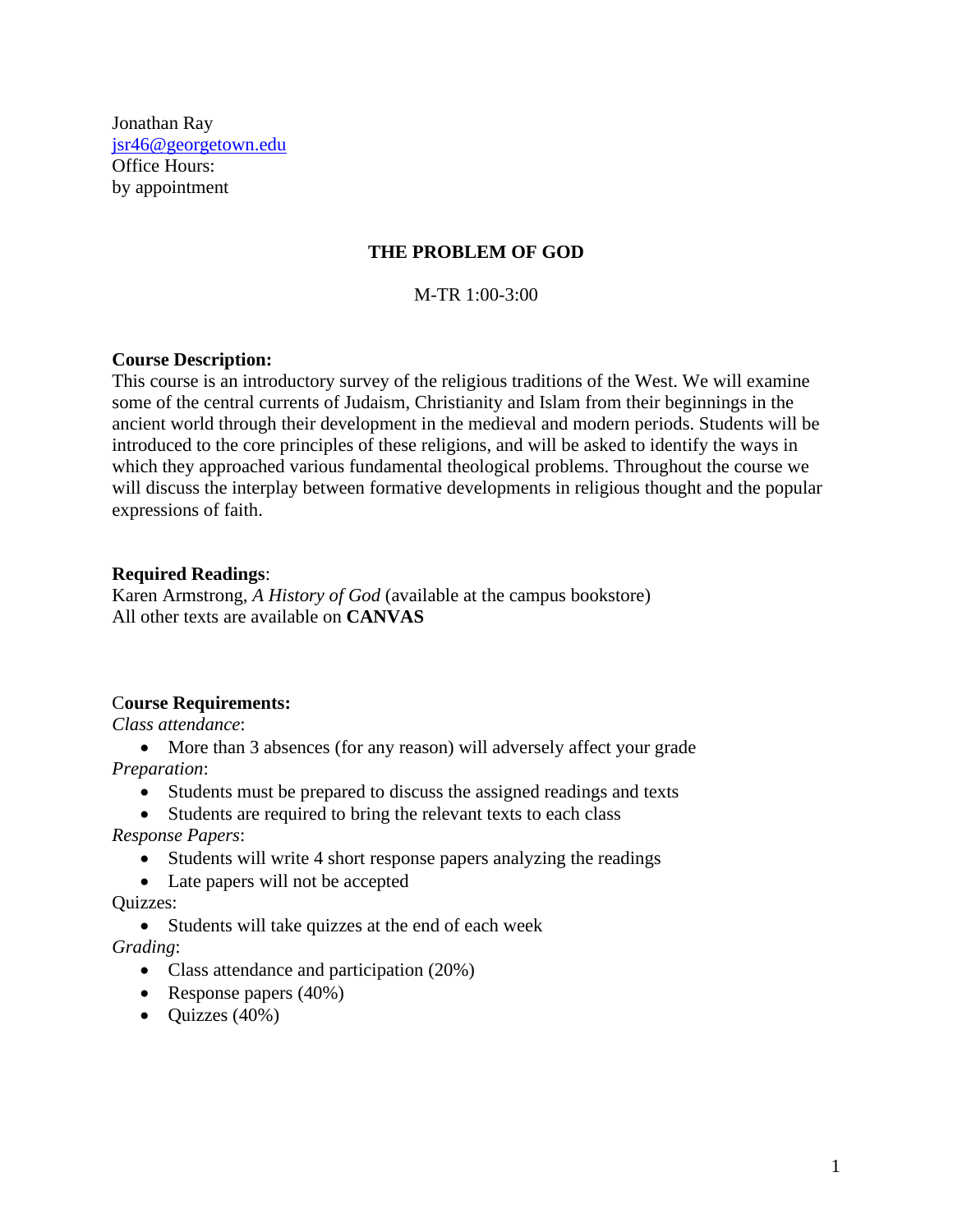Jonathan Ray
jsr46@georgetown.edu
Office Hours:
by appointment

# THE PROBLEM OF GOD

M-TR 1:00-3:00

**Course Description:**
This course is an introductory survey of the religious traditions of the West. We will examine some of the central currents of Judaism, Christianity and Islam from their beginnings in the ancient world through their development in the medieval and modern periods. Students will be introduced to the core principles of these religions, and will be asked to identify the ways in which they approached various fundamental theological problems. Throughout the course we will discuss the interplay between formative developments in religious thought and the popular expressions of faith.

**Required Readings**:
Karen Armstrong, *A History of God* (available at the campus bookstore)
All other texts are available on **CANVAS**

C**ourse Requirements:**

*Class attendance*:

- More than 3 absences (for any reason) will adversely affect your grade

*Preparation*:

- Students must be prepared to discuss the assigned readings and texts
- Students are required to bring the relevant texts to each class

*Response Papers*:

- Students will write 4 short response papers analyzing the readings
- Late papers will not be accepted

Quizzes:

- Students will take quizzes at the end of each week

*Grading*:

- Class attendance and participation (20%)
- Response papers (40%)
- Quizzes (40%)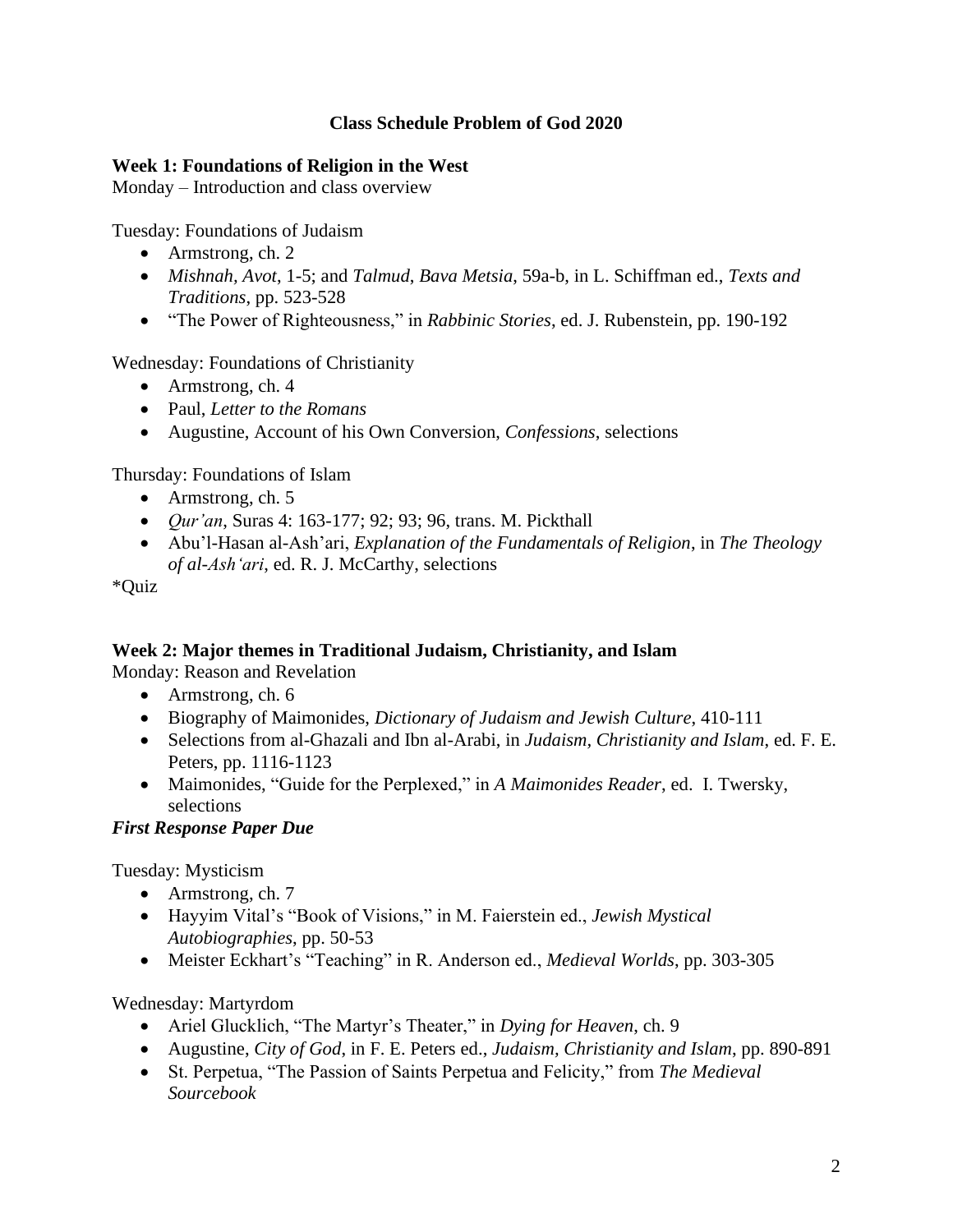## Class Schedule Problem of God 2020

### Week 1: Foundations of Religion in the West

Monday – Introduction and class overview

Tuesday: Foundations of Judaism

- Armstrong, ch. 2
- *Mishnah, Avot*, 1-5; and *Talmud*, *Bava Metsia*, 59a-b, in L. Schiffman ed., *Texts and Traditions*, pp. 523-528
- "The Power of Righteousness," in *Rabbinic Stories*, ed. J. Rubenstein, pp. 190-192

Wednesday: Foundations of Christianity

- Armstrong, ch. 4
- Paul, *Letter to the Romans*
- Augustine, Account of his Own Conversion, *Confessions*, selections

Thursday: Foundations of Islam

- Armstrong, ch. 5
- *Qur'an*, Suras 4: 163-177; 92; 93; 96, trans. M. Pickthall
- Abu'l-Hasan al-Ash'ari, *Explanation of the Fundamentals of Religion*, in *The Theology of al-Ash'ari*, ed. R. J. McCarthy, selections

*Quiz

### Week 2: Major themes in Traditional Judaism, Christianity, and Islam

Monday: Reason and Revelation

- Armstrong, ch. 6
- Biography of Maimonides, *Dictionary of Judaism and Jewish Culture*, 410-111
- Selections from al-Ghazali and Ibn al-Arabi, in *Judaism, Christianity and Islam*, ed. F. E. Peters, pp. 1116-1123
- Maimonides, "Guide for the Perplexed," in *A Maimonides Reader*, ed. I. Twersky, selections

***First Response Paper Due***

Tuesday: Mysticism

- Armstrong, ch. 7
- Hayyim Vital's "Book of Visions," in M. Faierstein ed., *Jewish Mystical Autobiographies*, pp. 50-53
- Meister Eckhart's "Teaching" in R. Anderson ed., *Medieval Worlds*, pp. 303-305

Wednesday: Martyrdom

- Ariel Glucklich, "The Martyr's Theater," in *Dying for Heaven*, ch. 9
- Augustine, *City of God*, in F. E. Peters ed., *Judaism, Christianity and Islam*, pp. 890-891
- St. Perpetua, "The Passion of Saints Perpetua and Felicity," from *The Medieval Sourcebook*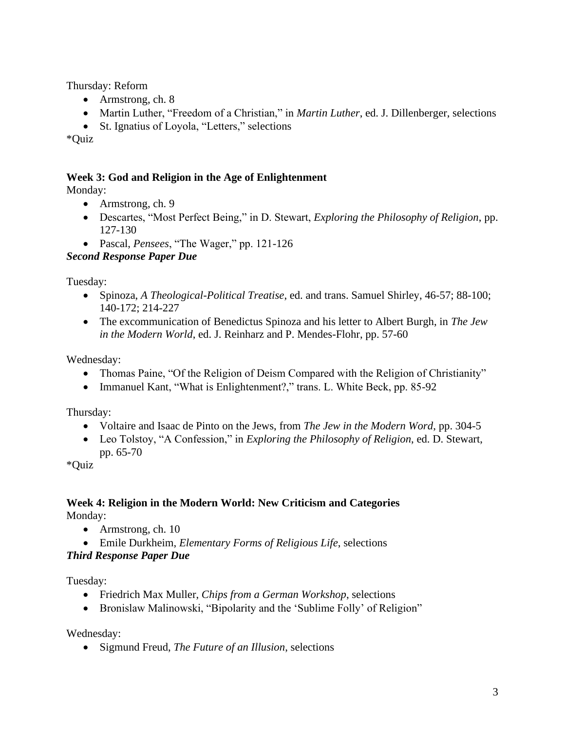Thursday: Reform

- Armstrong, ch. 8
- Martin Luther, "Freedom of a Christian," in *Martin Luther*, ed. J. Dillenberger, selections
- St. Ignatius of Loyola, "Letters," selections

*Quiz

**Week 3: God and Religion in the Age of Enlightenment**

Monday:

- Armstrong, ch. 9
- Descartes, "Most Perfect Being," in D. Stewart, *Exploring the Philosophy of Religion*, pp. 127-130
- Pascal, *Pensees*, "The Wager," pp. 121-126

***Second Response Paper Due***

Tuesday:

- Spinoza, *A Theological-Political Treatise*, ed. and trans. Samuel Shirley, 46-57; 88-100; 140-172; 214-227
- The excommunication of Benedictus Spinoza and his letter to Albert Burgh, in *The Jew in the Modern World*, ed. J. Reinharz and P. Mendes-Flohr, pp. 57-60

Wednesday:

- Thomas Paine, "Of the Religion of Deism Compared with the Religion of Christianity"
- Immanuel Kant, "What is Enlightenment?," trans. L. White Beck, pp. 85-92

Thursday:

- Voltaire and Isaac de Pinto on the Jews, from *The Jew in the Modern Word*, pp. 304-5
- Leo Tolstoy, "A Confession," in *Exploring the Philosophy of Religion*, ed. D. Stewart, pp. 65-70

*Quiz

**Week 4: Religion in the Modern World: New Criticism and Categories**

Monday:

- Armstrong, ch. 10
- Emile Durkheim, *Elementary Forms of Religious Life*, selections

***Third Response Paper Due***

Tuesday:

- Friedrich Max Muller, *Chips from a German Workshop*, selections
- Bronislaw Malinowski, "Bipolarity and the 'Sublime Folly' of Religion"

Wednesday:

- Sigmund Freud, *The Future of an Illusion*, selections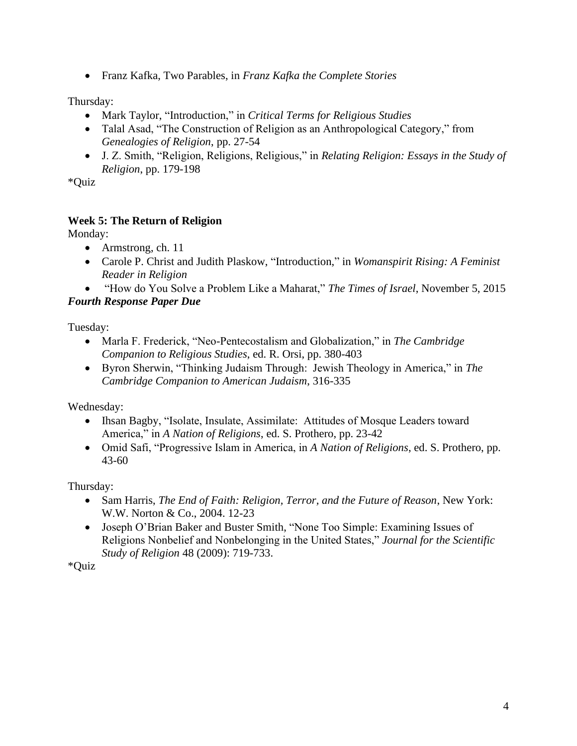- Franz Kafka, Two Parables, in *Franz Kafka the Complete Stories*

Thursday:

- Mark Taylor, "Introduction," in *Critical Terms for Religious Studies*
- Talal Asad, "The Construction of Religion as an Anthropological Category," from *Genealogies of Religion*, pp. 27-54
- J. Z. Smith, "Religion, Religions, Religious," in *Relating Religion: Essays in the Study of Religion*, pp. 179-198

*Quiz

**Week 5: The Return of Religion**

Monday:

- Armstrong, ch. 11
- Carole P. Christ and Judith Plaskow, "Introduction," in *Womanspirit Rising: A Feminist Reader in Religion*
- "How do You Solve a Problem Like a Maharat," *The Times of Israel*, November 5, 2015

***Fourth Response Paper Due***

Tuesday:

- Marla F. Frederick, "Neo-Pentecostalism and Globalization," in *The Cambridge Companion to Religious Studies*, ed. R. Orsi, pp. 380-403
- Byron Sherwin, "Thinking Judaism Through: Jewish Theology in America," in *The Cambridge Companion to American Judaism*, 316-335

Wednesday:

- Ihsan Bagby, "Isolate, Insulate, Assimilate: Attitudes of Mosque Leaders toward America," in *A Nation of Religions*, ed. S. Prothero, pp. 23-42
- Omid Safi, "Progressive Islam in America, in *A Nation of Religions*, ed. S. Prothero, pp. 43-60

Thursday:

- Sam Harris, *The End of Faith: Religion, Terror, and the Future of Reason*, New York: W.W. Norton & Co., 2004. 12-23
- Joseph O'Brian Baker and Buster Smith, "None Too Simple: Examining Issues of Religions Nonbelief and Nonbelonging in the United States," *Journal for the Scientific Study of Religion* 48 (2009): 719-733.

*Quiz